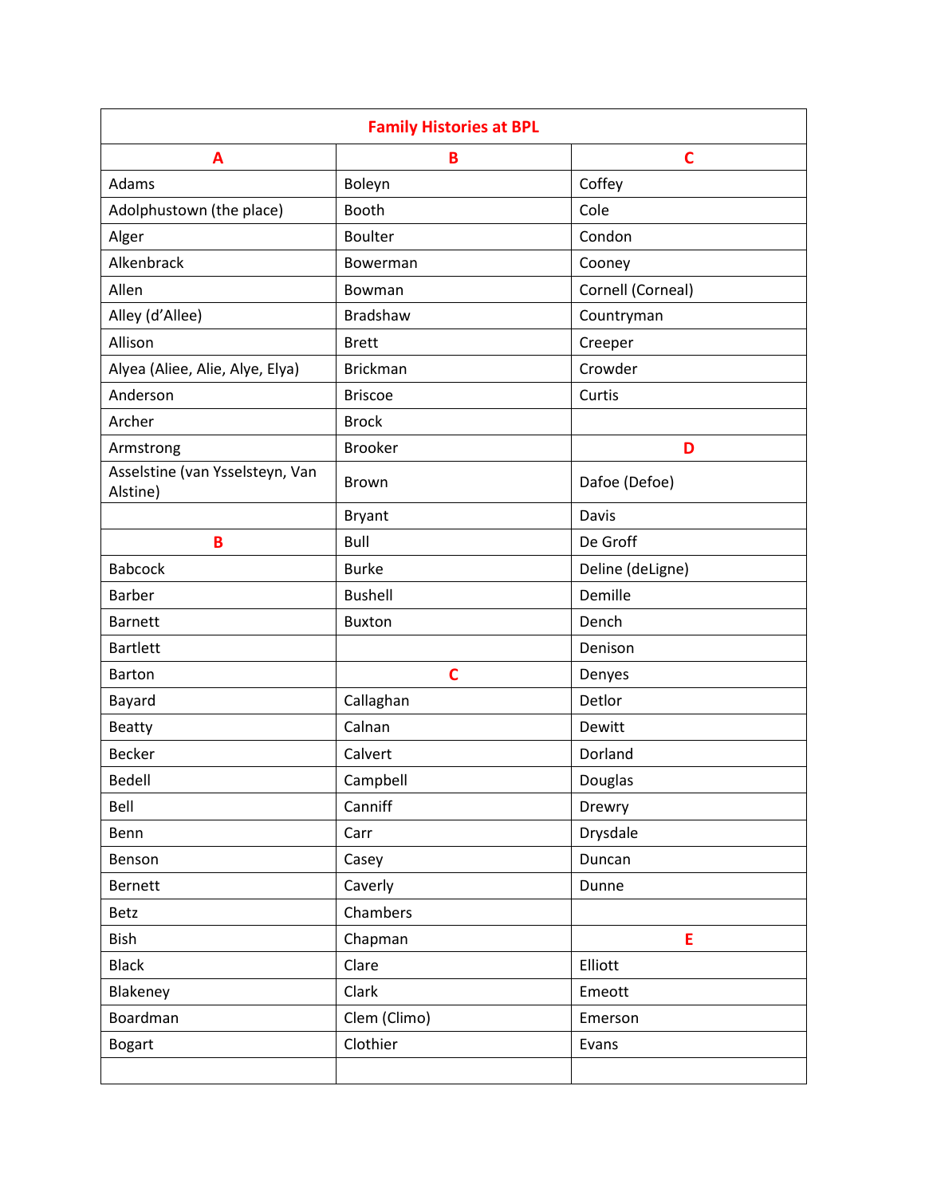| Family Histories at BPL | | |
|---|---|---|
| **A** | **B** | **C** |
| Adams | Boleyn | Coffey |
| Adolphustown (the place) | Booth | Cole |
| Alger | Boulter | Condon |
| Alkenbrack | Bowerman | Cooney |
| Allen | Bowman | Cornell (Corneal) |
| Alley (d'Allee) | Bradshaw | Countryman |
| Allison | Brett | Creeper |
| Alyea (Aliee, Alie, Alye, Elya) | Brickman | Crowder |
| Anderson | Briscoe | Curtis |
| Archer | Brock | |
| Armstrong | Brooker | **D** |
| Asselstine (van Ysselsteyn, Van Alstine) | Brown | Dafoe (Defoe) |
| | Bryant | Davis |
| **B** | Bull | De Groff |
| Babcock | Burke | Deline (deLigne) |
| Barber | Bushell | Demille |
| Barnett | Buxton | Dench |
| Bartlett | | Denison |
| Barton | **C** | Denyes |
| Bayard | Callaghan | Detlor |
| Beatty | Calnan | Dewitt |
| Becker | Calvert | Dorland |
| Bedell | Campbell | Douglas |
| Bell | Canniff | Drewry |
| Benn | Carr | Drysdale |
| Benson | Casey | Duncan |
| Bernett | Caverly | Dunne |
| Betz | Chambers | |
| Bish | Chapman | **E** |
| Black | Clare | Elliott |
| Blakeney | Clark | Emeott |
| Boardman | Clem (Climo) | Emerson |
| Bogart | Clothier | Evans |
| | | |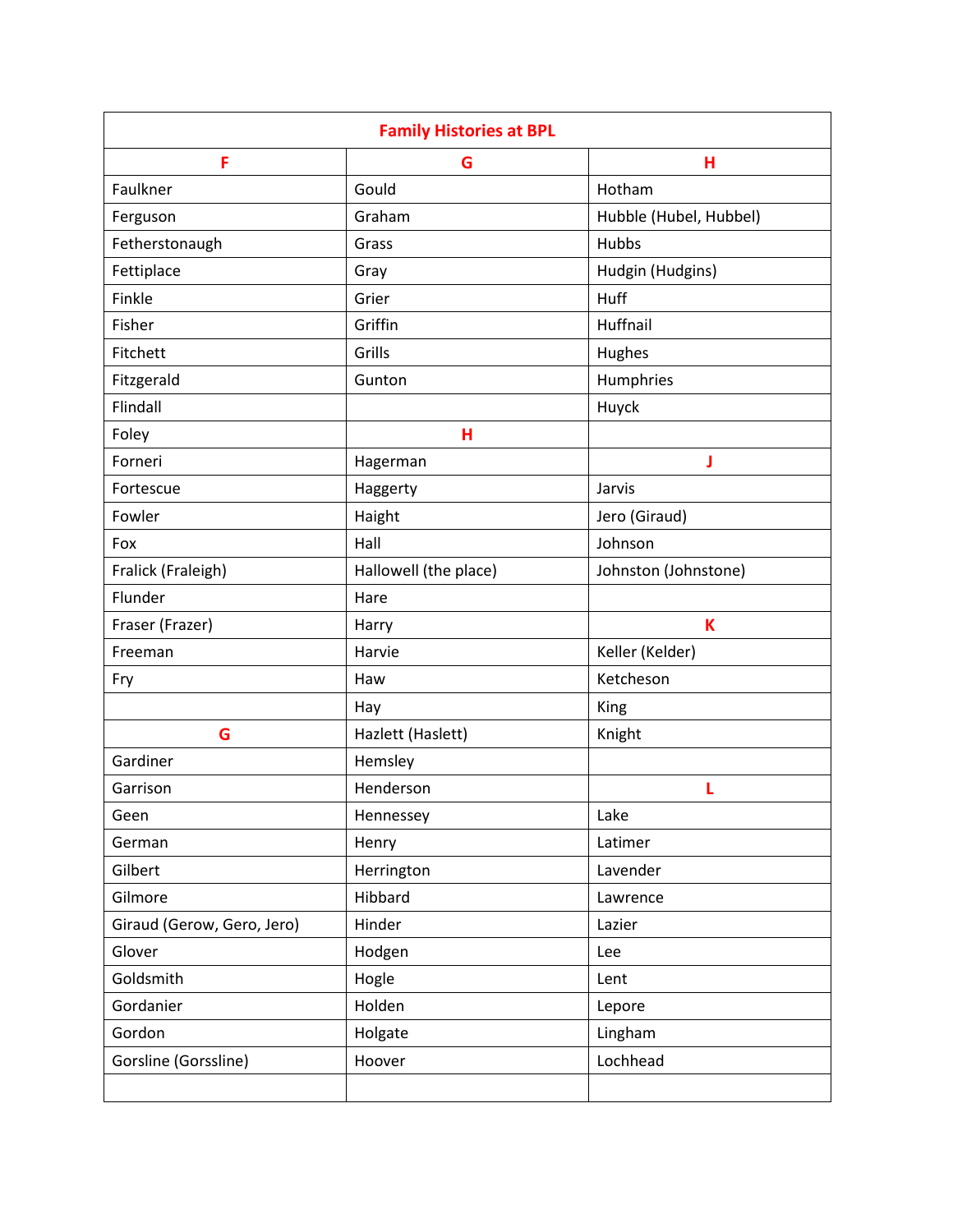| Family Histories at BPL | | |
|---|---|---|
| **F** | **G** | **H** |
| Faulkner | Gould | Hotham |
| Ferguson | Graham | Hubble (Hubel, Hubbel) |
| Fetherstonaugh | Grass | Hubbs |
| Fettiplace | Gray | Hudgin (Hudgins) |
| Finkle | Grier | Huff |
| Fisher | Griffin | Huffnail |
| Fitchett | Grills | Hughes |
| Fitzgerald | Gunton | Humphries |
| Flindall | | Huyck |
| Foley | **H** | |
| Forneri | Hagerman | **J** |
| Fortescue | Haggerty | Jarvis |
| Fowler | Haight | Jero (Giraud) |
| Fox | Hall | Johnson |
| Fralick (Fraleigh) | Hallowell (the place) | Johnston (Johnstone) |
| Flunder | Hare | |
| Fraser (Frazer) | Harry | **K** |
| Freeman | Harvie | Keller (Kelder) |
| Fry | Haw | Ketcheson |
| | Hay | King |
| **G** | Hazlett (Haslett) | Knight |
| Gardiner | Hemsley | |
| Garrison | Henderson | **L** |
| Geen | Hennessey | Lake |
| German | Henry | Latimer |
| Gilbert | Herrington | Lavender |
| Gilmore | Hibbard | Lawrence |
| Giraud (Gerow, Gero, Jero) | Hinder | Lazier |
| Glover | Hodgen | Lee |
| Goldsmith | Hogle | Lent |
| Gordanier | Holden | Lepore |
| Gordon | Holgate | Lingham |
| Gorsline (Gorssline) | Hoover | Lochhead |
| | | |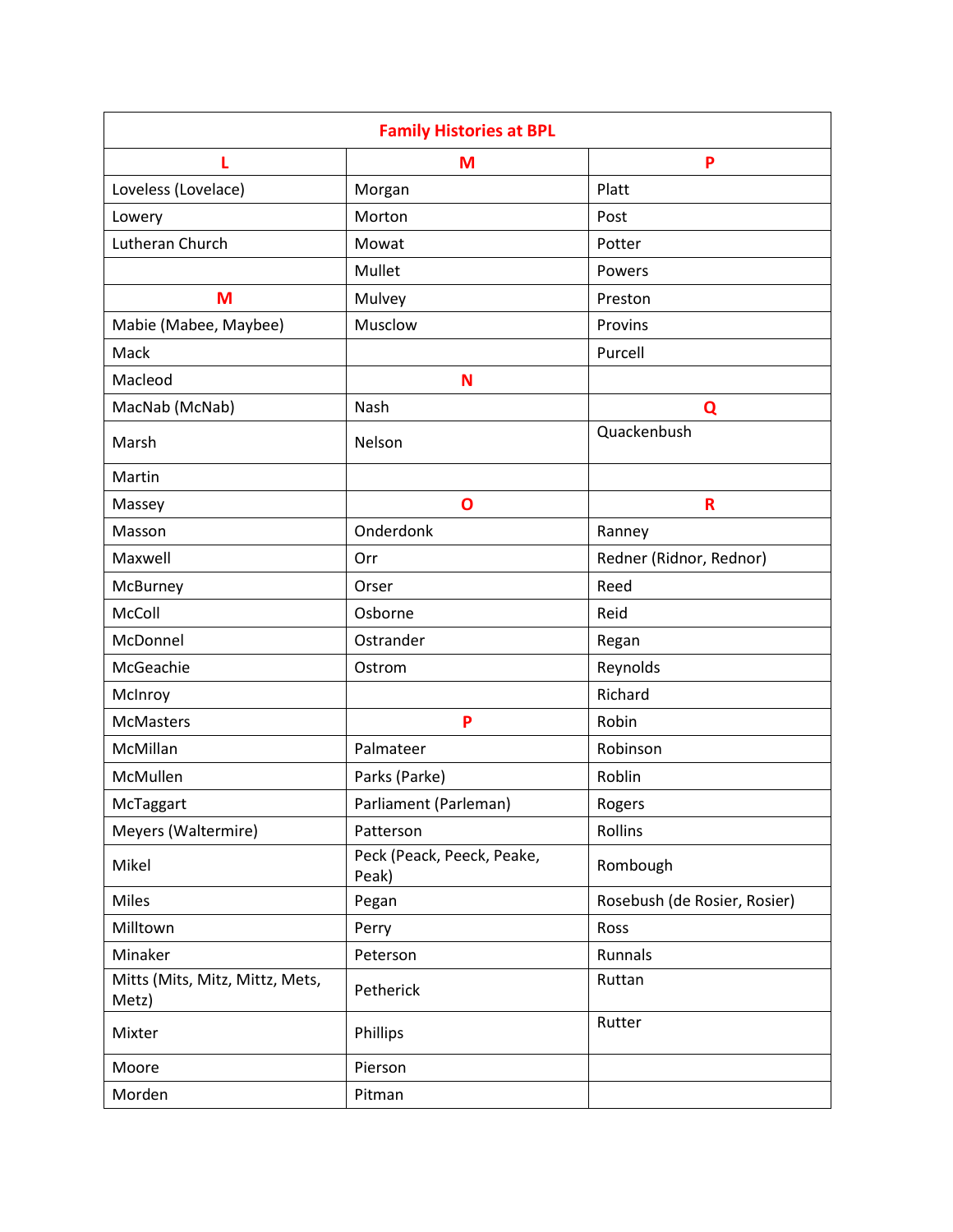| Family Histories at BPL | | |
|---|---|---|
| **L** | **M** | **P** |
| Loveless (Lovelace) | Morgan | Platt |
| Lowery | Morton | Post |
| Lutheran Church | Mowat | Potter |
| | Mullet | Powers |
| **M** | Mulvey | Preston |
| Mabie (Mabee, Maybee) | Musclow | Provins |
| Mack | | Purcell |
| Macleod | **N** | |
| MacNab (McNab) | Nash | **Q** |
| Marsh | Nelson | Quackenbush |
| Martin | | |
| Massey | **O** | **R** |
| Masson | Onderdonk | Ranney |
| Maxwell | Orr | Redner (Ridnor, Rednor) |
| McBurney | Orser | Reed |
| McColl | Osborne | Reid |
| McDonnel | Ostrander | Regan |
| McGeachie | Ostrom | Reynolds |
| McInroy | | Richard |
| McMasters | **P** | Robin |
| McMillan | Palmateer | Robinson |
| McMullen | Parks (Parke) | Roblin |
| McTaggart | Parliament (Parleman) | Rogers |
| Meyers (Waltermire) | Patterson | Rollins |
| Mikel | Peck (Peack, Peeck, Peake, Peak) | Rombough |
| Miles | Pegan | Rosebush (de Rosier, Rosier) |
| Milltown | Perry | Ross |
| Minaker | Peterson | Runnals |
| Mitts (Mits, Mitz, Mittz, Mets, Metz) | Petherick | Ruttan |
| Mixter | Phillips | Rutter |
| Moore | Pierson | |
| Morden | Pitman | |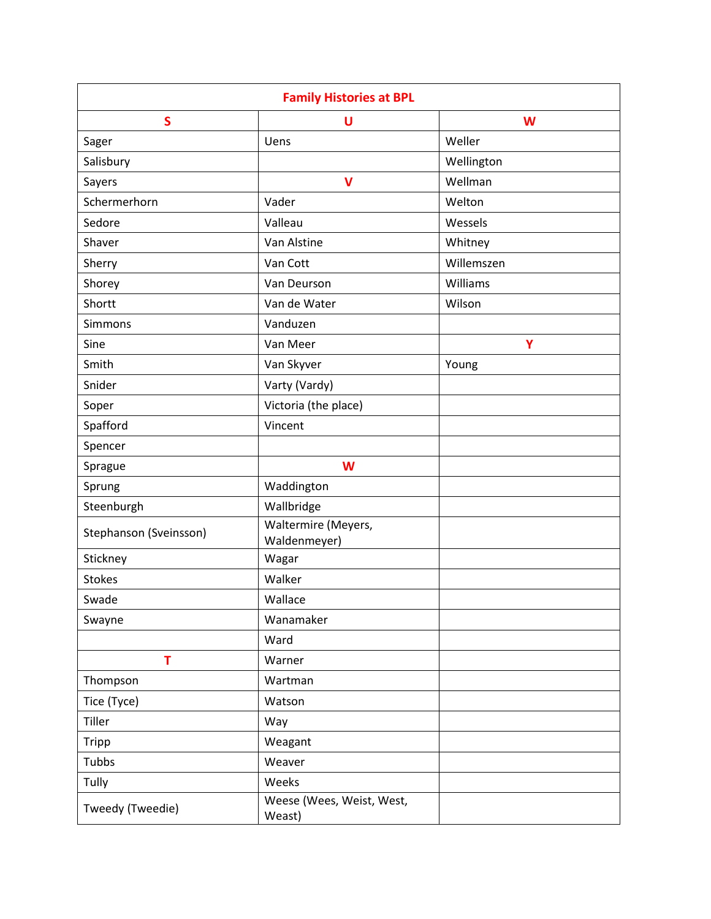| Family Histories at BPL | | |
|---|---|---|
| **S** | **U** | **W** |
| Sager | Uens | Weller |
| Salisbury | | Wellington |
| Sayers | **V** | Wellman |
| Schermerhorn | Vader | Welton |
| Sedore | Valleau | Wessels |
| Shaver | Van Alstine | Whitney |
| Sherry | Van Cott | Willemszen |
| Shorey | Van Deurson | Williams |
| Shortt | Van de Water | Wilson |
| Simmons | Vanduzen | |
| Sine | Van Meer | **Y** |
| Smith | Van Skyver | Young |
| Snider | Varty (Vardy) | |
| Soper | Victoria (the place) | |
| Spafford | Vincent | |
| Spencer | | |
| Sprague | **W** | |
| Sprung | Waddington | |
| Steenburgh | Wallbridge | |
| Stephanson (Sveinsson) | Waltermire (Meyers, Waldenmeyer) | |
| Stickney | Wagar | |
| Stokes | Walker | |
| Swade | Wallace | |
| Swayne | Wanamaker | |
| | Ward | |
| **T** | Warner | |
| Thompson | Wartman | |
| Tice (Tyce) | Watson | |
| Tiller | Way | |
| Tripp | Weagant | |
| Tubbs | Weaver | |
| Tully | Weeks | |
| Tweedy (Tweedie) | Weese (Wees, Weist, West, Weast) | |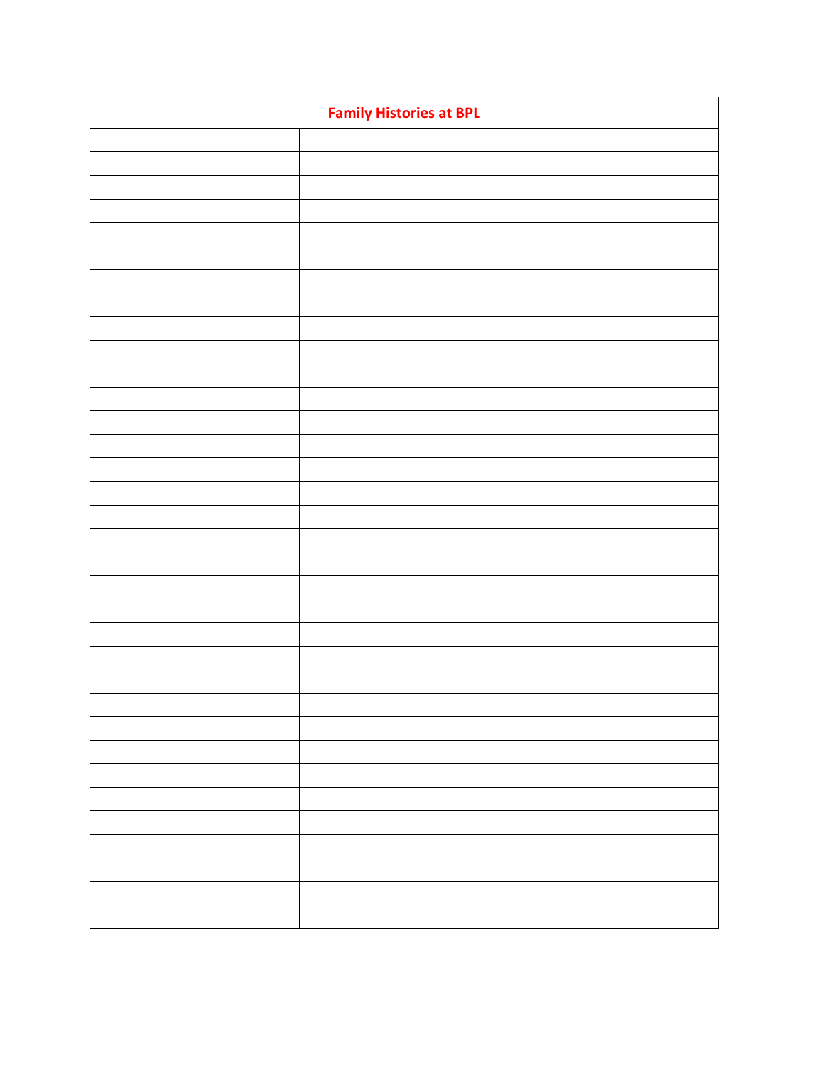| Family Histories at BPL | | |
|---|---|---|
| | | |
| | | |
| | | |
| | | |
| | | |
| | | |
| | | |
| | | |
| | | |
| | | |
| | | |
| | | |
| | | |
| | | |
| | | |
| | | |
| | | |
| | | |
| | | |
| | | |
| | | |
| | | |
| | | |
| | | |
| | | |
| | | |
| | | |
| | | |
| | | |
| | | |
| | | |
| | | |
| | | |